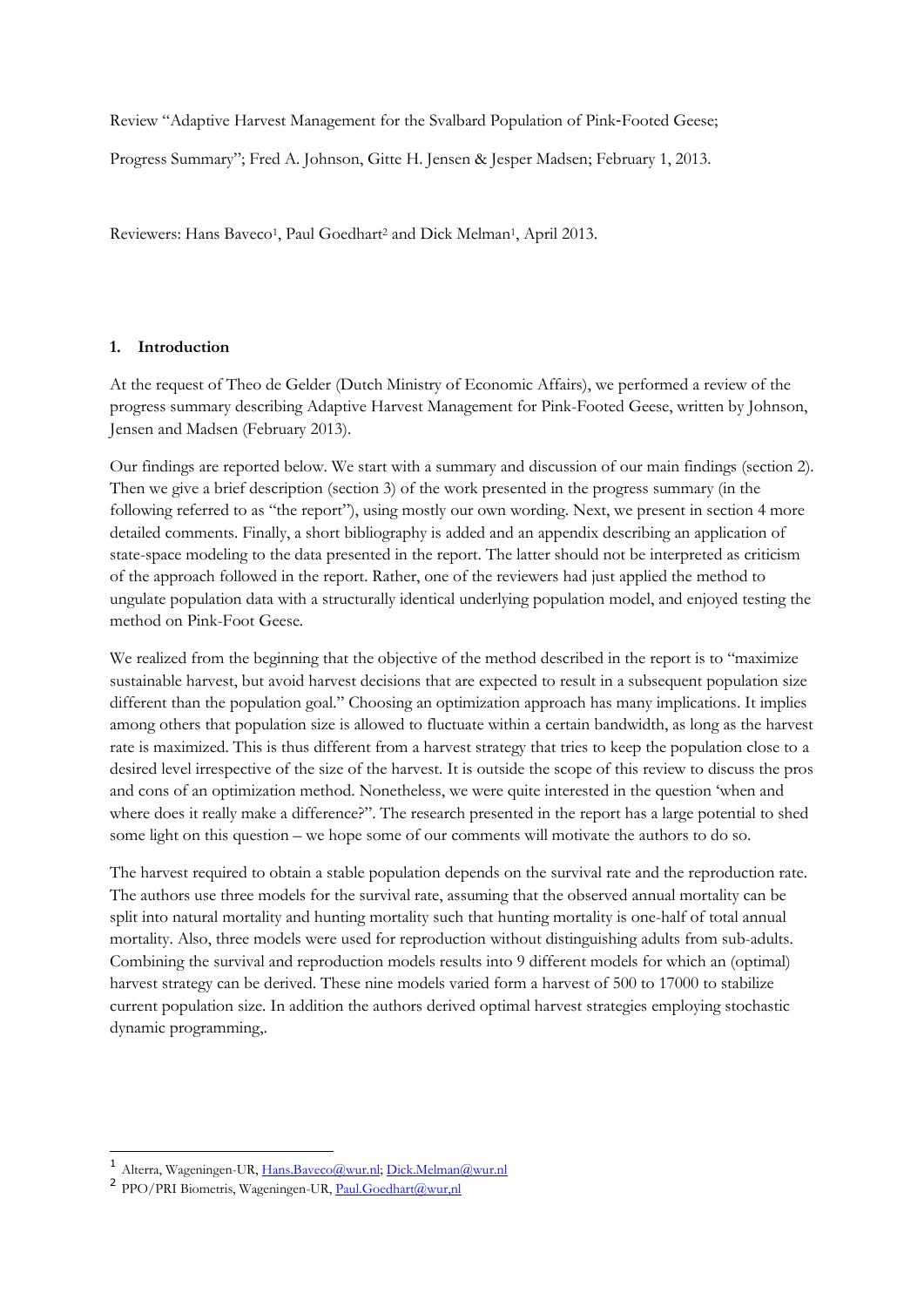Review "Adaptive Harvest Management for the Svalbard Population of Pink-Footed Geese;

Progress Summary"; Fred A. Johnson, Gitte H. Jensen & Jesper Madsen; February 1, 2013.

Reviewers: Hans Baveco[1], Paul Goedhart[2] and Dick Melman[1], April 2013.

## 1. Introduction

At the request of Theo de Gelder (Dutch Ministry of Economic Affairs), we performed a review of the progress summary describing Adaptive Harvest Management for Pink-Footed Geese, written by Johnson, Jensen and Madsen (February 2013).

Our findings are reported below. We start with a summary and discussion of our main findings (section 2). Then we give a brief description (section 3) of the work presented in the progress summary (in the following referred to as "the report"), using mostly our own wording. Next, we present in section 4 more detailed comments. Finally, a short bibliography is added and an appendix describing an application of state-space modeling to the data presented in the report. The latter should not be interpreted as criticism of the approach followed in the report. Rather, one of the reviewers had just applied the method to ungulate population data with a structurally identical underlying population model, and enjoyed testing the method on Pink-Foot Geese.

We realized from the beginning that the objective of the method described in the report is to "maximize sustainable harvest, but avoid harvest decisions that are expected to result in a subsequent population size different than the population goal." Choosing an optimization approach has many implications. It implies among others that population size is allowed to fluctuate within a certain bandwidth, as long as the harvest rate is maximized. This is thus different from a harvest strategy that tries to keep the population close to a desired level irrespective of the size of the harvest. It is outside the scope of this review to discuss the pros and cons of an optimization method. Nonetheless, we were quite interested in the question 'when and where does it really make a difference?". The research presented in the report has a large potential to shed some light on this question – we hope some of our comments will motivate the authors to do so.

The harvest required to obtain a stable population depends on the survival rate and the reproduction rate. The authors use three models for the survival rate, assuming that the observed annual mortality can be split into natural mortality and hunting mortality such that hunting mortality is one-half of total annual mortality. Also, three models were used for reproduction without distinguishing adults from sub-adults. Combining the survival and reproduction models results into 9 different models for which an (optimal) harvest strategy can be derived. These nine models varied form a harvest of 500 to 17000 to stabilize current population size. In addition the authors derived optimal harvest strategies employing stochastic dynamic programming,.

---

[1] Alterra, Wageningen-UR, Hans.Baveco@wur.nl; Dick.Melman@wur.nl

[2] PPO/PRI Biometris, Wageningen-UR, Paul.Goedhart@wur,nl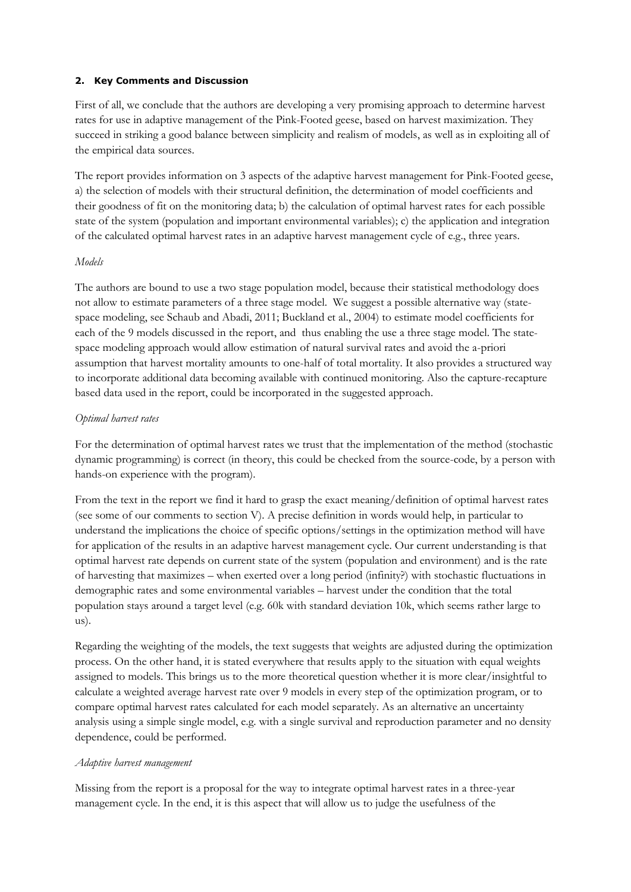## 2. Key Comments and Discussion

First of all, we conclude that the authors are developing a very promising approach to determine harvest rates for use in adaptive management of the Pink-Footed geese, based on harvest maximization. They succeed in striking a good balance between simplicity and realism of models, as well as in exploiting all of the empirical data sources.

The report provides information on 3 aspects of the adaptive harvest management for Pink-Footed geese, a) the selection of models with their structural definition, the determination of model coefficients and their goodness of fit on the monitoring data; b) the calculation of optimal harvest rates for each possible state of the system (population and important environmental variables); c) the application and integration of the calculated optimal harvest rates in an adaptive harvest management cycle of e.g., three years.

*Models*

The authors are bound to use a two stage population model, because their statistical methodology does not allow to estimate parameters of a three stage model. We suggest a possible alternative way (state-space modeling, see Schaub and Abadi, 2011; Buckland et al., 2004) to estimate model coefficients for each of the 9 models discussed in the report, and thus enabling the use a three stage model. The state-space modeling approach would allow estimation of natural survival rates and avoid the a-priori assumption that harvest mortality amounts to one-half of total mortality. It also provides a structured way to incorporate additional data becoming available with continued monitoring. Also the capture-recapture based data used in the report, could be incorporated in the suggested approach.

*Optimal harvest rates*

For the determination of optimal harvest rates we trust that the implementation of the method (stochastic dynamic programming) is correct (in theory, this could be checked from the source-code, by a person with hands-on experience with the program).

From the text in the report we find it hard to grasp the exact meaning/definition of optimal harvest rates (see some of our comments to section V). A precise definition in words would help, in particular to understand the implications the choice of specific options/settings in the optimization method will have for application of the results in an adaptive harvest management cycle. Our current understanding is that optimal harvest rate depends on current state of the system (population and environment) and is the rate of harvesting that maximizes – when exerted over a long period (infinity?) with stochastic fluctuations in demographic rates and some environmental variables – harvest under the condition that the total population stays around a target level (e.g. 60k with standard deviation 10k, which seems rather large to us).

Regarding the weighting of the models, the text suggests that weights are adjusted during the optimization process. On the other hand, it is stated everywhere that results apply to the situation with equal weights assigned to models. This brings us to the more theoretical question whether it is more clear/insightful to calculate a weighted average harvest rate over 9 models in every step of the optimization program, or to compare optimal harvest rates calculated for each model separately. As an alternative an uncertainty analysis using a simple single model, e.g. with a single survival and reproduction parameter and no density dependence, could be performed.

*Adaptive harvest management*

Missing from the report is a proposal for the way to integrate optimal harvest rates in a three-year management cycle. In the end, it is this aspect that will allow us to judge the usefulness of the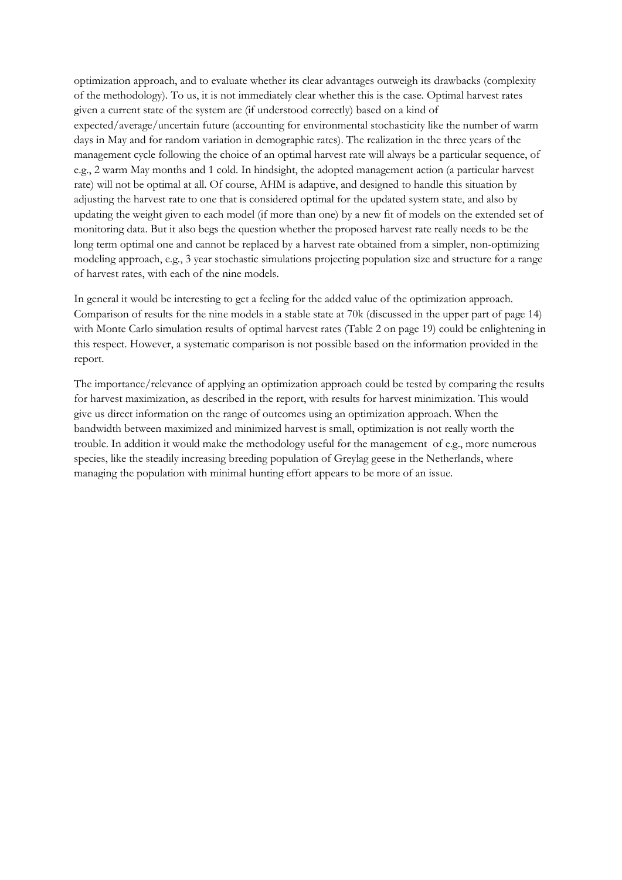optimization approach, and to evaluate whether its clear advantages outweigh its drawbacks (complexity of the methodology). To us, it is not immediately clear whether this is the case. Optimal harvest rates given a current state of the system are (if understood correctly) based on a kind of expected/average/uncertain future (accounting for environmental stochasticity like the number of warm days in May and for random variation in demographic rates). The realization in the three years of the management cycle following the choice of an optimal harvest rate will always be a particular sequence, of e.g., 2 warm May months and 1 cold. In hindsight, the adopted management action (a particular harvest rate) will not be optimal at all. Of course, AHM is adaptive, and designed to handle this situation by adjusting the harvest rate to one that is considered optimal for the updated system state, and also by updating the weight given to each model (if more than one) by a new fit of models on the extended set of monitoring data. But it also begs the question whether the proposed harvest rate really needs to be the long term optimal one and cannot be replaced by a harvest rate obtained from a simpler, non-optimizing modeling approach, e.g., 3 year stochastic simulations projecting population size and structure for a range of harvest rates, with each of the nine models.

In general it would be interesting to get a feeling for the added value of the optimization approach. Comparison of results for the nine models in a stable state at 70k (discussed in the upper part of page 14) with Monte Carlo simulation results of optimal harvest rates (Table 2 on page 19) could be enlightening in this respect. However, a systematic comparison is not possible based on the information provided in the report.

The importance/relevance of applying an optimization approach could be tested by comparing the results for harvest maximization, as described in the report, with results for harvest minimization. This would give us direct information on the range of outcomes using an optimization approach. When the bandwidth between maximized and minimized harvest is small, optimization is not really worth the trouble. In addition it would make the methodology useful for the management of e.g., more numerous species, like the steadily increasing breeding population of Greylag geese in the Netherlands, where managing the population with minimal hunting effort appears to be more of an issue.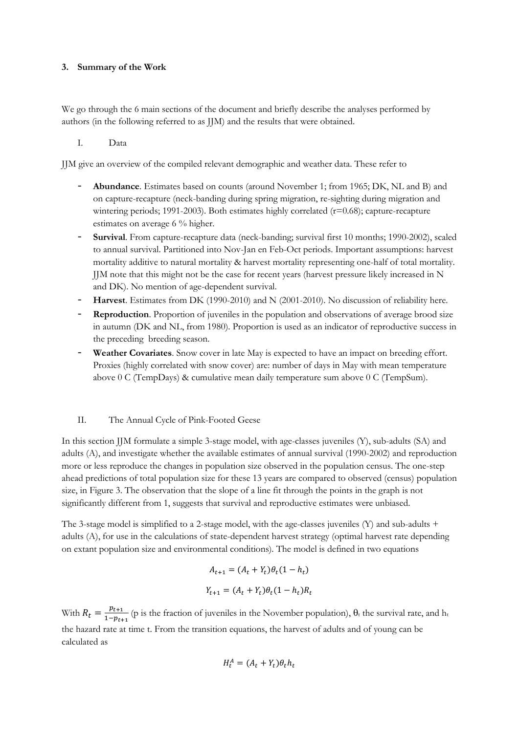### 3. Summary of the Work

We go through the 6 main sections of the document and briefly describe the analyses performed by authors (in the following referred to as JJM) and the results that were obtained.

#### I. Data

JJM give an overview of the compiled relevant demographic and weather data. These refer to

- **Abundance**. Estimates based on counts (around November 1; from 1965; DK, NL and B) and on capture-recapture (neck-banding during spring migration, re-sighting during migration and wintering periods; 1991-2003). Both estimates highly correlated (r=0.68); capture-recapture estimates on average 6 % higher.
- **Survival**. From capture-recapture data (neck-banding; survival first 10 months; 1990-2002), scaled to annual survival. Partitioned into Nov-Jan en Feb-Oct periods. Important assumptions: harvest mortality additive to natural mortality & harvest mortality representing one-half of total mortality. JJM note that this might not be the case for recent years (harvest pressure likely increased in N and DK). No mention of age-dependent survival.
- **Harvest**. Estimates from DK (1990-2010) and N (2001-2010). No discussion of reliability here.
- **Reproduction**. Proportion of juveniles in the population and observations of average brood size in autumn (DK and NL, from 1980). Proportion is used as an indicator of reproductive success in the preceding breeding season.
- **Weather Covariates**. Snow cover in late May is expected to have an impact on breeding effort. Proxies (highly correlated with snow cover) are: number of days in May with mean temperature above 0 C (TempDays) & cumulative mean daily temperature sum above 0 C (TempSum).

#### II. The Annual Cycle of Pink-Footed Geese

In this section JJM formulate a simple 3-stage model, with age-classes juveniles (Y), sub-adults (SA) and adults (A), and investigate whether the available estimates of annual survival (1990-2002) and reproduction more or less reproduce the changes in population size observed in the population census. The one-step ahead predictions of total population size for these 13 years are compared to observed (census) population size, in Figure 3. The observation that the slope of a line fit through the points in the graph is not significantly different from 1, suggests that survival and reproductive estimates were unbiased.

The 3-stage model is simplified to a 2-stage model, with the age-classes juveniles (Y) and sub-adults + adults (A), for use in the calculations of state-dependent harvest strategy (optimal harvest rate depending on extant population size and environmental conditions). The model is defined in two equations

$$A_{t+1} = (A_t + Y_t)\theta_t(1 - h_t)$$

$$Y_{t+1} = (A_t + Y_t)\theta_t(1 - h_t)R_t$$

With $R_t = \frac{p_{t+1}}{1-p_{t+1}}$ (p is the fraction of juveniles in the November population), $\theta_t$ the survival rate, and $h_t$ the hazard rate at time t. From the transition equations, the harvest of adults and of young can be calculated as

$$H_t^A = (A_t + Y_t)\theta_t h_t$$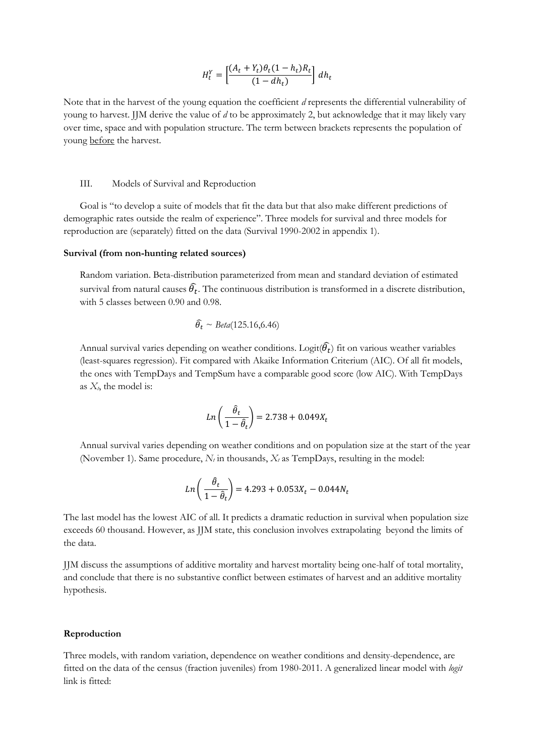$$H_t^Y = \left[\frac{(A_t + Y_t)\theta_t(1 - h_t)R_t}{(1 - dh_t)}\right] dh_t$$

Note that in the harvest of the young equation the coefficient *d* represents the differential vulnerability of young to harvest. JJM derive the value of *d* to be approximately 2, but acknowledge that it may likely vary over time, space and with population structure. The term between brackets represents the population of young before the harvest.

### III. Models of Survival and Reproduction

Goal is "to develop a suite of models that fit the data but that also make different predictions of demographic rates outside the realm of experience". Three models for survival and three models for reproduction are (separately) fitted on the data (Survival 1990-2002 in appendix 1).

**Survival (from non-hunting related sources)**

Random variation. Beta-distribution parameterized from mean and standard deviation of estimated survival from natural causes $\widehat{\theta_t}$. The continuous distribution is transformed in a discrete distribution, with 5 classes between 0.90 and 0.98.

$$\widehat{\theta_t} \sim Beta(125.16, 6.46)$$

Annual survival varies depending on weather conditions. Logit($\widehat{\theta_t}$) fit on various weather variables (least-squares regression). Fit compared with Akaike Information Criterium (AIC). Of all fit models, the ones with TempDays and TempSum have a comparable good score (low AIC). With TempDays as $X_t$, the model is:

$$Ln\left(\frac{\hat{\theta}_t}{1 - \hat{\theta}_t}\right) = 2.738 + 0.049X_t$$

Annual survival varies depending on weather conditions and on population size at the start of the year (November 1). Same procedure, $N_t$ in thousands, $X_t$ as TempDays, resulting in the model:

$$Ln\left(\frac{\hat{\theta}_t}{1 - \hat{\theta}_t}\right) = 4.293 + 0.053X_t - 0.044N_t$$

The last model has the lowest AIC of all. It predicts a dramatic reduction in survival when population size exceeds 60 thousand. However, as JJM state, this conclusion involves extrapolating beyond the limits of the data.

JJM discuss the assumptions of additive mortality and harvest mortality being one-half of total mortality, and conclude that there is no substantive conflict between estimates of harvest and an additive mortality hypothesis.

**Reproduction**

Three models, with random variation, dependence on weather conditions and density-dependence, are fitted on the data of the census (fraction juveniles) from 1980-2011. A generalized linear model with *logit* link is fitted: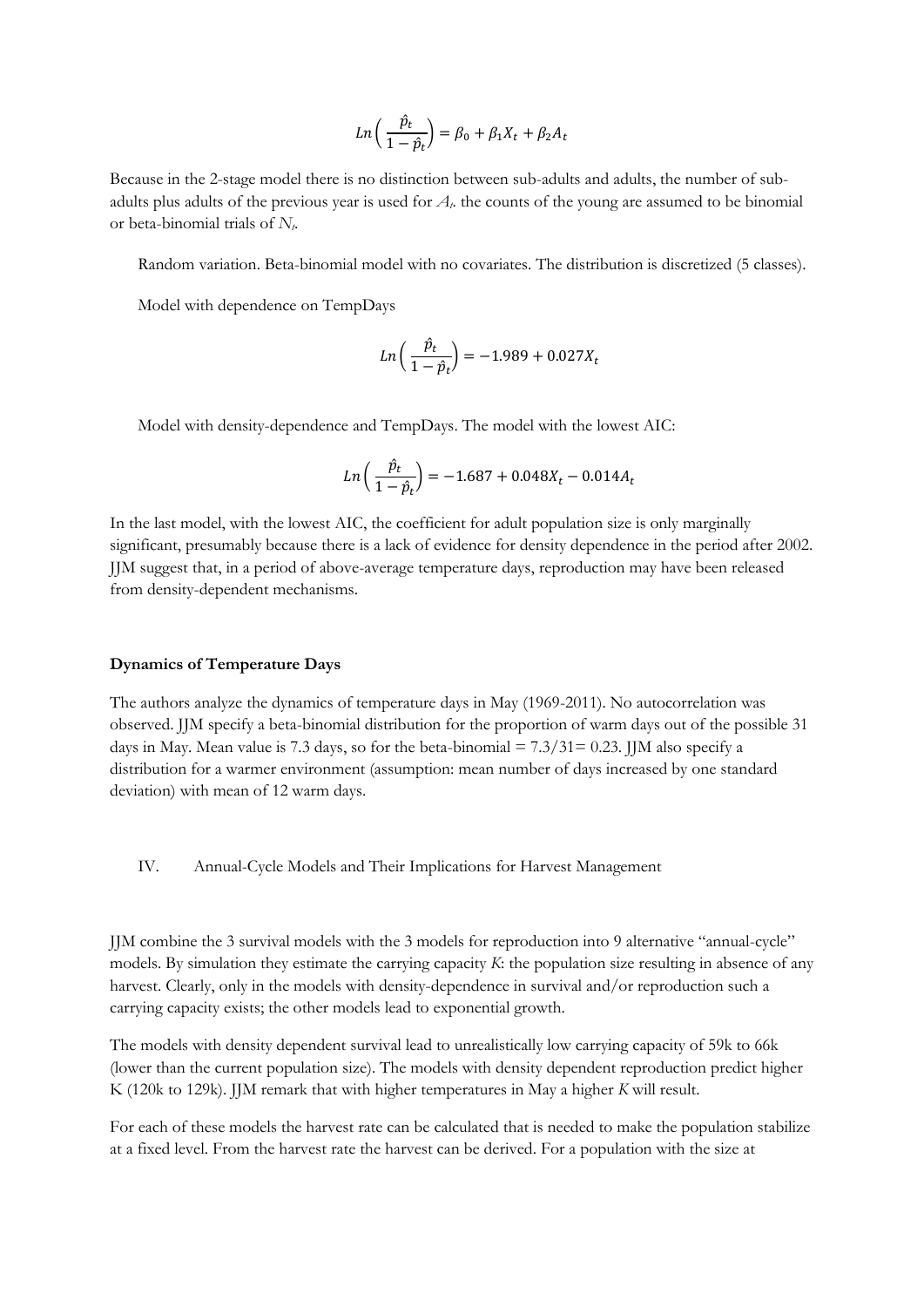$$Ln\left(\frac{\hat{p}_t}{1-\hat{p}_t}\right) = \beta_0 + \beta_1 X_t + \beta_2 A_t$$

Because in the 2-stage model there is no distinction between sub-adults and adults, the number of sub-adults plus adults of the previous year is used for $A_t$. the counts of the young are assumed to be binomial or beta-binomial trials of $N_t$.

Random variation. Beta-binomial model with no covariates. The distribution is discretized (5 classes).

Model with dependence on TempDays

$$Ln\left(\frac{\hat{p}_t}{1-\hat{p}_t}\right) = -1.989 + 0.027X_t$$

Model with density-dependence and TempDays. The model with the lowest AIC:

$$Ln\left(\frac{\hat{p}_t}{1-\hat{p}_t}\right) = -1.687 + 0.048X_t - 0.014A_t$$

In the last model, with the lowest AIC, the coefficient for adult population size is only marginally significant, presumably because there is a lack of evidence for density dependence in the period after 2002. JJM suggest that, in a period of above-average temperature days, reproduction may have been released from density-dependent mechanisms.

**Dynamics of Temperature Days**

The authors analyze the dynamics of temperature days in May (1969-2011). No autocorrelation was observed. JJM specify a beta-binomial distribution for the proportion of warm days out of the possible 31 days in May. Mean value is 7.3 days, so for the beta-binomial = 7.3/31= 0.23. JJM also specify a distribution for a warmer environment (assumption: mean number of days increased by one standard deviation) with mean of 12 warm days.

## IV. Annual-Cycle Models and Their Implications for Harvest Management

JJM combine the 3 survival models with the 3 models for reproduction into 9 alternative "annual-cycle" models. By simulation they estimate the carrying capacity *K*: the population size resulting in absence of any harvest. Clearly, only in the models with density-dependence in survival and/or reproduction such a carrying capacity exists; the other models lead to exponential growth.

The models with density dependent survival lead to unrealistically low carrying capacity of 59k to 66k (lower than the current population size). The models with density dependent reproduction predict higher K (120k to 129k). JJM remark that with higher temperatures in May a higher *K* will result.

For each of these models the harvest rate can be calculated that is needed to make the population stabilize at a fixed level. From the harvest rate the harvest can be derived. For a population with the size at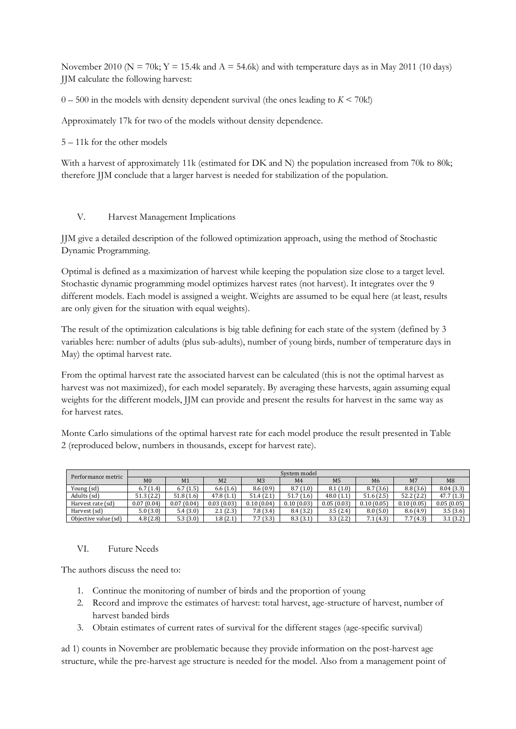November 2010 (N = 70k; Y = 15.4k and A = 54.6k) and with temperature days as in May 2011 (10 days) JJM calculate the following harvest:

0 – 500 in the models with density dependent survival (the ones leading to *K* < 70k!)

Approximately 17k for two of the models without density dependence.

5 – 11k for the other models

With a harvest of approximately 11k (estimated for DK and N) the population increased from 70k to 80k; therefore JJM conclude that a larger harvest is needed for stabilization of the population.

## V. Harvest Management Implications

JJM give a detailed description of the followed optimization approach, using the method of Stochastic Dynamic Programming.

Optimal is defined as a maximization of harvest while keeping the population size close to a target level. Stochastic dynamic programming model optimizes harvest rates (not harvest). It integrates over the 9 different models. Each model is assigned a weight. Weights are assumed to be equal here (at least, results are only given for the situation with equal weights).

The result of the optimization calculations is big table defining for each state of the system (defined by 3 variables here: number of adults (plus sub-adults), number of young birds, number of temperature days in May) the optimal harvest rate.

From the optimal harvest rate the associated harvest can be calculated (this is not the optimal harvest as harvest was not maximized), for each model separately. By averaging these harvests, again assuming equal weights for the different models, JJM can provide and present the results for harvest in the same way as for harvest rates.

Monte Carlo simulations of the optimal harvest rate for each model produce the result presented in Table 2 (reproduced below, numbers in thousands, except for harvest rate).

| Performance metric | System model | | | | | | | | |
|---|---|---|---|---|---|---|---|---|---|
| | M0 | M1 | M2 | M3 | M4 | M5 | M6 | M7 | M8 |
| Young (sd) | 6.7 (1.4) | 6.7 (1.5) | 6.6 (1.6) | 8.6 (0.9) | 8.7 (1.0) | 8.1 (1.0) | 8.7 (3.6) | 8.8 (3.6) | 8.04 (3.3) |
| Adults (sd) | 51.3 (2.2) | 51.8 (1.6) | 47.8 (1.1) | 51.4 (2.1) | 51.7 (1.6) | 48.0 (1.1) | 51.6 (2.5) | 52.2 (2.2) | 47.7 (1.3) |
| Harvest rate (sd) | 0.07 (0.04) | 0.07 (0.04) | 0.03 (0.03) | 0.10 (0.04) | 0.10 (0.03) | 0.05 (0.03) | 0.10 (0.05) | 0.10 (0.05) | 0.05 (0.05) |
| Harvest (sd) | 5.0 (3.0) | 5.4 (3.0) | 2.1 (2.3) | 7.8 (3.4) | 8.4 (3.2) | 3.5 (2.4) | 8.0 (5.0) | 8.6 (4.9) | 3.5 (3.6) |
| Objective value (sd) | 4.8 (2.8) | 5.3 (3.0) | 1.8 (2.1) | 7.7 (3.3) | 8.3 (3.1) | 3.3 (2.2) | 7.1 (4.3) | 7.7 (4.3) | 3.1 (3.2) |

## VI. Future Needs

The authors discuss the need to:

1. Continue the monitoring of number of birds and the proportion of young
2. Record and improve the estimates of harvest: total harvest, age-structure of harvest, number of harvest banded birds
3. Obtain estimates of current rates of survival for the different stages (age-specific survival)

ad 1) counts in November are problematic because they provide information on the post-harvest age structure, while the pre-harvest age structure is needed for the model. Also from a management point of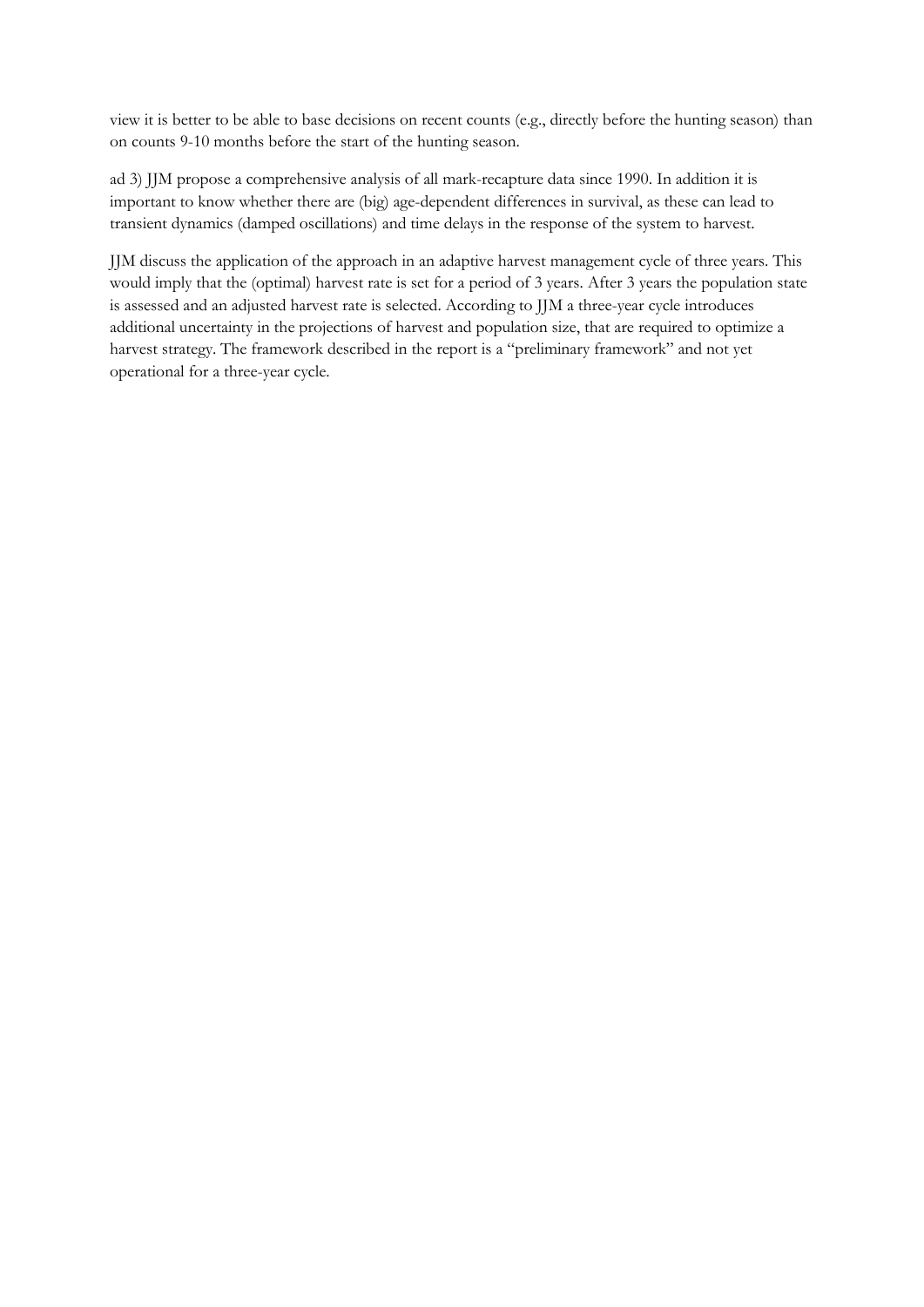view it is better to be able to base decisions on recent counts (e.g., directly before the hunting season) than on counts 9-10 months before the start of the hunting season.

ad 3) JJM propose a comprehensive analysis of all mark-recapture data since 1990. In addition it is important to know whether there are (big) age-dependent differences in survival, as these can lead to transient dynamics (damped oscillations) and time delays in the response of the system to harvest.

JJM discuss the application of the approach in an adaptive harvest management cycle of three years. This would imply that the (optimal) harvest rate is set for a period of 3 years. After 3 years the population state is assessed and an adjusted harvest rate is selected. According to JJM a three-year cycle introduces additional uncertainty in the projections of harvest and population size, that are required to optimize a harvest strategy. The framework described in the report is a "preliminary framework" and not yet operational for a three-year cycle.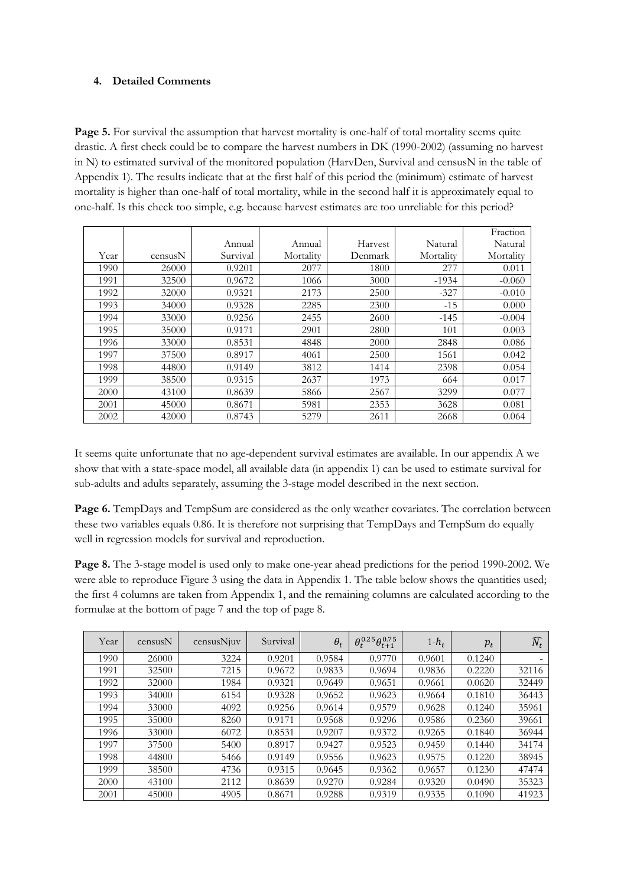#### 4. Detailed Comments

**Page 5.** For survival the assumption that harvest mortality is one-half of total mortality seems quite drastic. A first check could be to compare the harvest numbers in DK (1990-2002) (assuming no harvest in N) to estimated survival of the monitored population (HarvDen, Survival and censusN in the table of Appendix 1). The results indicate that at the first half of this period the (minimum) estimate of harvest mortality is higher than one-half of total mortality, while in the second half it is approximately equal to one-half. Is this check too simple, e.g. because harvest estimates are too unreliable for this period?

| Year | censusN | Annual Survival | Annual Mortality | Harvest Denmark | Natural Mortality | Fraction Natural Mortality |
|---|---|---|---|---|---|---|
| 1990 | 26000 | 0.9201 | 2077 | 1800 | 277 | 0.011 |
| 1991 | 32500 | 0.9672 | 1066 | 3000 | -1934 | -0.060 |
| 1992 | 32000 | 0.9321 | 2173 | 2500 | -327 | -0.010 |
| 1993 | 34000 | 0.9328 | 2285 | 2300 | -15 | 0.000 |
| 1994 | 33000 | 0.9256 | 2455 | 2600 | -145 | -0.004 |
| 1995 | 35000 | 0.9171 | 2901 | 2800 | 101 | 0.003 |
| 1996 | 33000 | 0.8531 | 4848 | 2000 | 2848 | 0.086 |
| 1997 | 37500 | 0.8917 | 4061 | 2500 | 1561 | 0.042 |
| 1998 | 44800 | 0.9149 | 3812 | 1414 | 2398 | 0.054 |
| 1999 | 38500 | 0.9315 | 2637 | 1973 | 664 | 0.017 |
| 2000 | 43100 | 0.8639 | 5866 | 2567 | 3299 | 0.077 |
| 2001 | 45000 | 0.8671 | 5981 | 2353 | 3628 | 0.081 |
| 2002 | 42000 | 0.8743 | 5279 | 2611 | 2668 | 0.064 |

It seems quite unfortunate that no age-dependent survival estimates are available. In our appendix A we show that with a state-space model, all available data (in appendix 1) can be used to estimate survival for sub-adults and adults separately, assuming the 3-stage model described in the next section.

**Page 6.** TempDays and TempSum are considered as the only weather covariates. The correlation between these two variables equals 0.86. It is therefore not surprising that TempDays and TempSum do equally well in regression models for survival and reproduction.

**Page 8.** The 3-stage model is used only to make one-year ahead predictions for the period 1990-2002. We were able to reproduce Figure 3 using the data in Appendix 1. The table below shows the quantities used; the first 4 columns are taken from Appendix 1, and the remaining columns are calculated according to the formulae at the bottom of page 7 and the top of page 8.

| Year | censusN | censusNjuv | Survival | $\theta_t$ | $\theta_t^{0.25}\theta_{t+1}^{0.75}$ | $1\text{-}h_t$ | $p_t$ | $\widehat{N_t}$ |
|---|---|---|---|---|---|---|---|---|
| 1990 | 26000 | 3224 | 0.9201 | 0.9584 | 0.9770 | 0.9601 | 0.1240 | - |
| 1991 | 32500 | 7215 | 0.9672 | 0.9833 | 0.9694 | 0.9836 | 0.2220 | 32116 |
| 1992 | 32000 | 1984 | 0.9321 | 0.9649 | 0.9651 | 0.9661 | 0.0620 | 32449 |
| 1993 | 34000 | 6154 | 0.9328 | 0.9652 | 0.9623 | 0.9664 | 0.1810 | 36443 |
| 1994 | 33000 | 4092 | 0.9256 | 0.9614 | 0.9579 | 0.9628 | 0.1240 | 35961 |
| 1995 | 35000 | 8260 | 0.9171 | 0.9568 | 0.9296 | 0.9586 | 0.2360 | 39661 |
| 1996 | 33000 | 6072 | 0.8531 | 0.9207 | 0.9372 | 0.9265 | 0.1840 | 36944 |
| 1997 | 37500 | 5400 | 0.8917 | 0.9427 | 0.9523 | 0.9459 | 0.1440 | 34174 |
| 1998 | 44800 | 5466 | 0.9149 | 0.9556 | 0.9623 | 0.9575 | 0.1220 | 38945 |
| 1999 | 38500 | 4736 | 0.9315 | 0.9645 | 0.9362 | 0.9657 | 0.1230 | 47474 |
| 2000 | 43100 | 2112 | 0.8639 | 0.9270 | 0.9284 | 0.9320 | 0.0490 | 35323 |
| 2001 | 45000 | 4905 | 0.8671 | 0.9288 | 0.9319 | 0.9335 | 0.1090 | 41923 |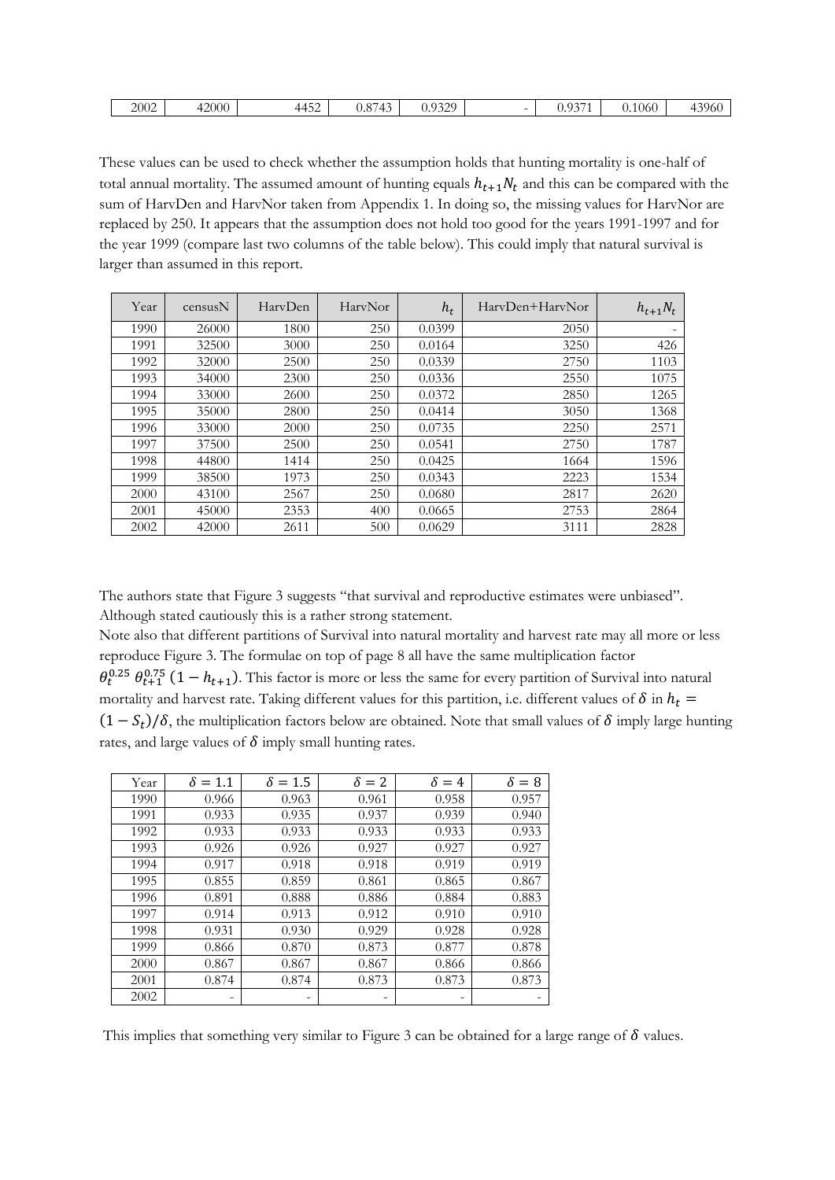| 2002 | 42000 | 4452 | 0.8743 | 0.9329 | - | 0.9371 | 0.1060 | 43960 |
|---|---|---|---|---|---|---|---|---|

These values can be used to check whether the assumption holds that hunting mortality is one-half of total annual mortality. The assumed amount of hunting equals $h_{t+1}N_t$ and this can be compared with the sum of HarvDen and HarvNor taken from Appendix 1. In doing so, the missing values for HarvNor are replaced by 250. It appears that the assumption does not hold too good for the years 1991-1997 and for the year 1999 (compare last two columns of the table below). This could imply that natural survival is larger than assumed in this report.

| Year | censusN | HarvDen | HarvNor | $h_t$ | HarvDen+HarvNor | $h_{t+1}N_t$ |
|---|---|---|---|---|---|---|
| 1990 | 26000 | 1800 | 250 | 0.0399 | 2050 | - |
| 1991 | 32500 | 3000 | 250 | 0.0164 | 3250 | 426 |
| 1992 | 32000 | 2500 | 250 | 0.0339 | 2750 | 1103 |
| 1993 | 34000 | 2300 | 250 | 0.0336 | 2550 | 1075 |
| 1994 | 33000 | 2600 | 250 | 0.0372 | 2850 | 1265 |
| 1995 | 35000 | 2800 | 250 | 0.0414 | 3050 | 1368 |
| 1996 | 33000 | 2000 | 250 | 0.0735 | 2250 | 2571 |
| 1997 | 37500 | 2500 | 250 | 0.0541 | 2750 | 1787 |
| 1998 | 44800 | 1414 | 250 | 0.0425 | 1664 | 1596 |
| 1999 | 38500 | 1973 | 250 | 0.0343 | 2223 | 1534 |
| 2000 | 43100 | 2567 | 250 | 0.0680 | 2817 | 2620 |
| 2001 | 45000 | 2353 | 400 | 0.0665 | 2753 | 2864 |
| 2002 | 42000 | 2611 | 500 | 0.0629 | 3111 | 2828 |

The authors state that Figure 3 suggests "that survival and reproductive estimates were unbiased". Although stated cautiously this is a rather strong statement.

Note also that different partitions of Survival into natural mortality and harvest rate may all more or less reproduce Figure 3. The formulae on top of page 8 all have the same multiplication factor $\theta_t^{0.25}\,\theta_{t+1}^{0.75}\,(1-h_{t+1})$. This factor is more or less the same for every partition of Survival into natural mortality and harvest rate. Taking different values for this partition, i.e. different values of $\delta$ in $h_t = (1-S_t)/\delta$, the multiplication factors below are obtained. Note that small values of $\delta$ imply large hunting rates, and large values of $\delta$ imply small hunting rates.

| Year | $\delta = 1.1$ | $\delta = 1.5$ | $\delta = 2$ | $\delta = 4$ | $\delta = 8$ |
|---|---|---|---|---|---|
| 1990 | 0.966 | 0.963 | 0.961 | 0.958 | 0.957 |
| 1991 | 0.933 | 0.935 | 0.937 | 0.939 | 0.940 |
| 1992 | 0.933 | 0.933 | 0.933 | 0.933 | 0.933 |
| 1993 | 0.926 | 0.926 | 0.927 | 0.927 | 0.927 |
| 1994 | 0.917 | 0.918 | 0.918 | 0.919 | 0.919 |
| 1995 | 0.855 | 0.859 | 0.861 | 0.865 | 0.867 |
| 1996 | 0.891 | 0.888 | 0.886 | 0.884 | 0.883 |
| 1997 | 0.914 | 0.913 | 0.912 | 0.910 | 0.910 |
| 1998 | 0.931 | 0.930 | 0.929 | 0.928 | 0.928 |
| 1999 | 0.866 | 0.870 | 0.873 | 0.877 | 0.878 |
| 2000 | 0.867 | 0.867 | 0.867 | 0.866 | 0.866 |
| 2001 | 0.874 | 0.874 | 0.873 | 0.873 | 0.873 |
| 2002 | - | - | - | - | - |

This implies that something very similar to Figure 3 can be obtained for a large range of $\delta$ values.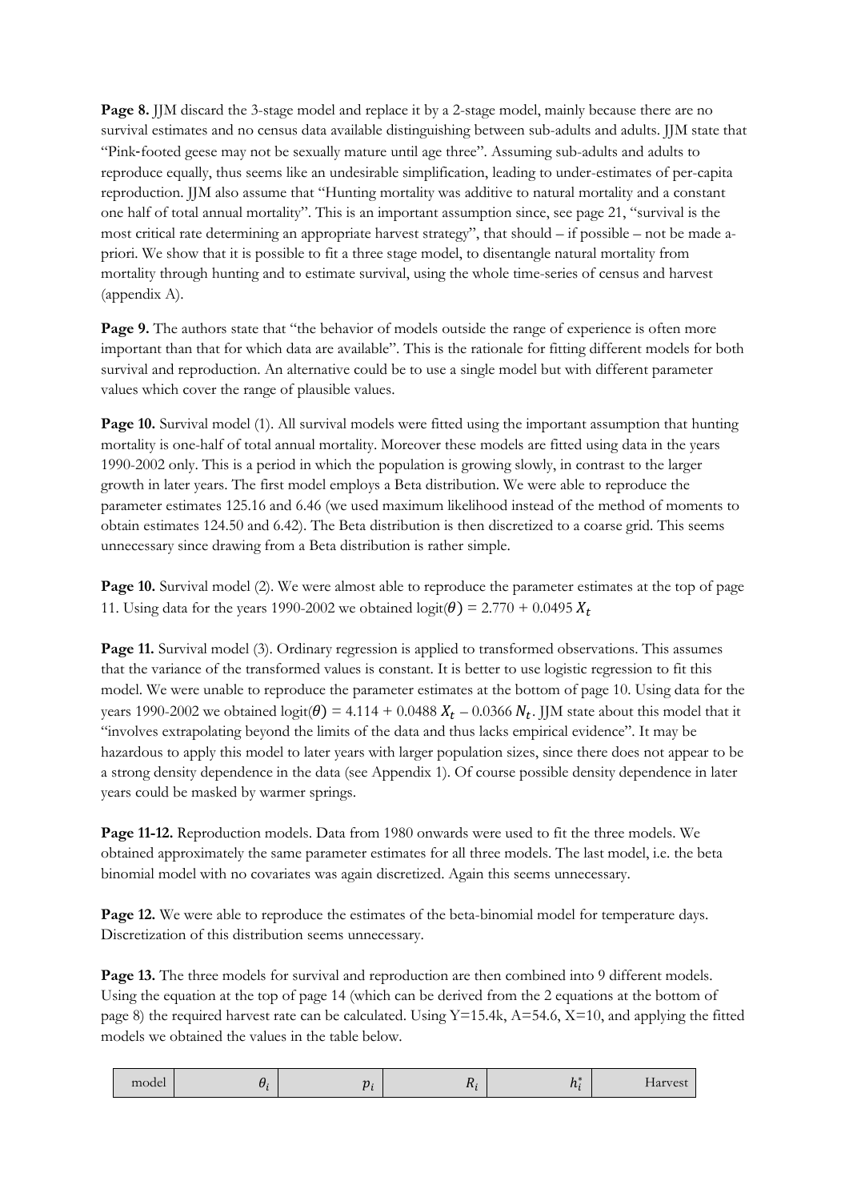**Page 8.** JJM discard the 3-stage model and replace it by a 2-stage model, mainly because there are no survival estimates and no census data available distinguishing between sub-adults and adults. JJM state that "Pink-footed geese may not be sexually mature until age three". Assuming sub-adults and adults to reproduce equally, thus seems like an undesirable simplification, leading to under-estimates of per-capita reproduction. JJM also assume that "Hunting mortality was additive to natural mortality and a constant one half of total annual mortality". This is an important assumption since, see page 21, "survival is the most critical rate determining an appropriate harvest strategy", that should – if possible – not be made a-priori. We show that it is possible to fit a three stage model, to disentangle natural mortality from mortality through hunting and to estimate survival, using the whole time-series of census and harvest (appendix A).

**Page 9.** The authors state that "the behavior of models outside the range of experience is often more important than that for which data are available". This is the rationale for fitting different models for both survival and reproduction. An alternative could be to use a single model but with different parameter values which cover the range of plausible values.

**Page 10.** Survival model (1). All survival models were fitted using the important assumption that hunting mortality is one-half of total annual mortality. Moreover these models are fitted using data in the years 1990-2002 only. This is a period in which the population is growing slowly, in contrast to the larger growth in later years. The first model employs a Beta distribution. We were able to reproduce the parameter estimates 125.16 and 6.46 (we used maximum likelihood instead of the method of moments to obtain estimates 124.50 and 6.42). The Beta distribution is then discretized to a coarse grid. This seems unnecessary since drawing from a Beta distribution is rather simple.

**Page 10.** Survival model (2). We were almost able to reproduce the parameter estimates at the top of page 11. Using data for the years 1990-2002 we obtained $\text{logit}(\theta) = 2.770 + 0.0495\, X_t$

**Page 11.** Survival model (3). Ordinary regression is applied to transformed observations. This assumes that the variance of the transformed values is constant. It is better to use logistic regression to fit this model. We were unable to reproduce the parameter estimates at the bottom of page 10. Using data for the years 1990-2002 we obtained $\text{logit}(\theta) = 4.114 + 0.0488\, X_t - 0.0366\, N_t$. JJM state about this model that it "involves extrapolating beyond the limits of the data and thus lacks empirical evidence". It may be hazardous to apply this model to later years with larger population sizes, since there does not appear to be a strong density dependence in the data (see Appendix 1). Of course possible density dependence in later years could be masked by warmer springs.

**Page 11-12.** Reproduction models. Data from 1980 onwards were used to fit the three models. We obtained approximately the same parameter estimates for all three models. The last model, i.e. the beta binomial model with no covariates was again discretized. Again this seems unnecessary.

**Page 12.** We were able to reproduce the estimates of the beta-binomial model for temperature days. Discretization of this distribution seems unnecessary.

**Page 13.** The three models for survival and reproduction are then combined into 9 different models. Using the equation at the top of page 14 (which can be derived from the 2 equations at the bottom of page 8) the required harvest rate can be calculated. Using Y=15.4k, A=54.6, X=10, and applying the fitted models we obtained the values in the table below.

| model | $\theta_i$ | $p_i$ | $R_i$ | $h_i^*$ | Harvest |
|---|---|---|---|---|---|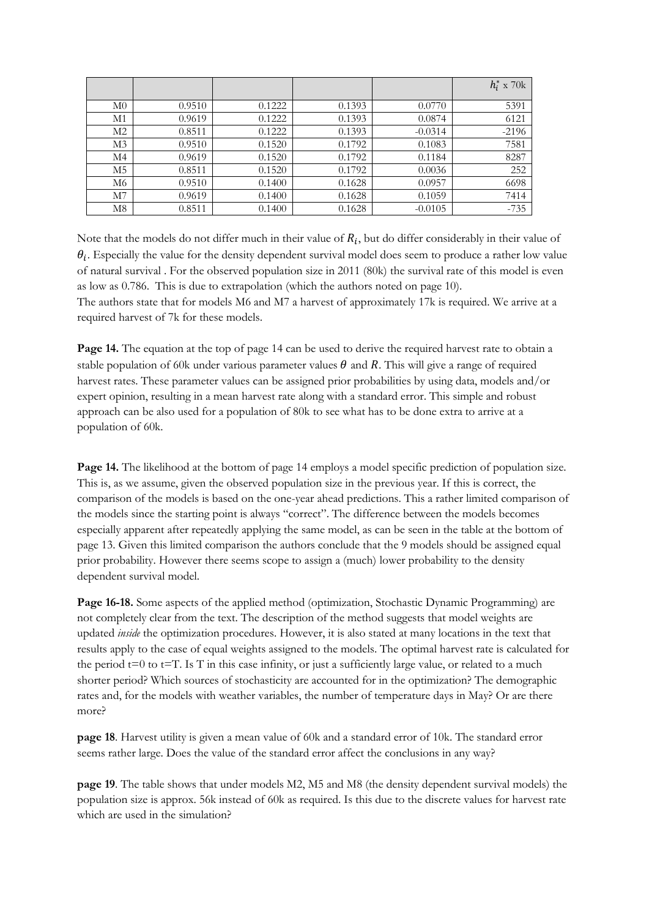| | | | | | $h_i^*$ x 70k |
|---|---|---|---|---|---|
| M0 | 0.9510 | 0.1222 | 0.1393 | 0.0770 | 5391 |
| M1 | 0.9619 | 0.1222 | 0.1393 | 0.0874 | 6121 |
| M2 | 0.8511 | 0.1222 | 0.1393 | -0.0314 | -2196 |
| M3 | 0.9510 | 0.1520 | 0.1792 | 0.1083 | 7581 |
| M4 | 0.9619 | 0.1520 | 0.1792 | 0.1184 | 8287 |
| M5 | 0.8511 | 0.1520 | 0.1792 | 0.0036 | 252 |
| M6 | 0.9510 | 0.1400 | 0.1628 | 0.0957 | 6698 |
| M7 | 0.9619 | 0.1400 | 0.1628 | 0.1059 | 7414 |
| M8 | 0.8511 | 0.1400 | 0.1628 | -0.0105 | -735 |

Note that the models do not differ much in their value of $R_i$, but do differ considerably in their value of $\theta_i$. Especially the value for the density dependent survival model does seem to produce a rather low value of natural survival . For the observed population size in 2011 (80k) the survival rate of this model is even as low as 0.786. This is due to extrapolation (which the authors noted on page 10).
The authors state that for models M6 and M7 a harvest of approximately 17k is required. We arrive at a required harvest of 7k for these models.

**Page 14.** The equation at the top of page 14 can be used to derive the required harvest rate to obtain a stable population of 60k under various parameter values $\theta$ and $R$. This will give a range of required harvest rates. These parameter values can be assigned prior probabilities by using data, models and/or expert opinion, resulting in a mean harvest rate along with a standard error. This simple and robust approach can be also used for a population of 80k to see what has to be done extra to arrive at a population of 60k.

**Page 14.** The likelihood at the bottom of page 14 employs a model specific prediction of population size. This is, as we assume, given the observed population size in the previous year. If this is correct, the comparison of the models is based on the one-year ahead predictions. This a rather limited comparison of the models since the starting point is always "correct". The difference between the models becomes especially apparent after repeatedly applying the same model, as can be seen in the table at the bottom of page 13. Given this limited comparison the authors conclude that the 9 models should be assigned equal prior probability. However there seems scope to assign a (much) lower probability to the density dependent survival model.

**Page 16-18.** Some aspects of the applied method (optimization, Stochastic Dynamic Programming) are not completely clear from the text. The description of the method suggests that model weights are updated *inside* the optimization procedures. However, it is also stated at many locations in the text that results apply to the case of equal weights assigned to the models. The optimal harvest rate is calculated for the period t=0 to t=T. Is T in this case infinity, or just a sufficiently large value, or related to a much shorter period? Which sources of stochasticity are accounted for in the optimization? The demographic rates and, for the models with weather variables, the number of temperature days in May? Or are there more?

**page 18**. Harvest utility is given a mean value of 60k and a standard error of 10k. The standard error seems rather large. Does the value of the standard error affect the conclusions in any way?

**page 19**. The table shows that under models M2, M5 and M8 (the density dependent survival models) the population size is approx. 56k instead of 60k as required. Is this due to the discrete values for harvest rate which are used in the simulation?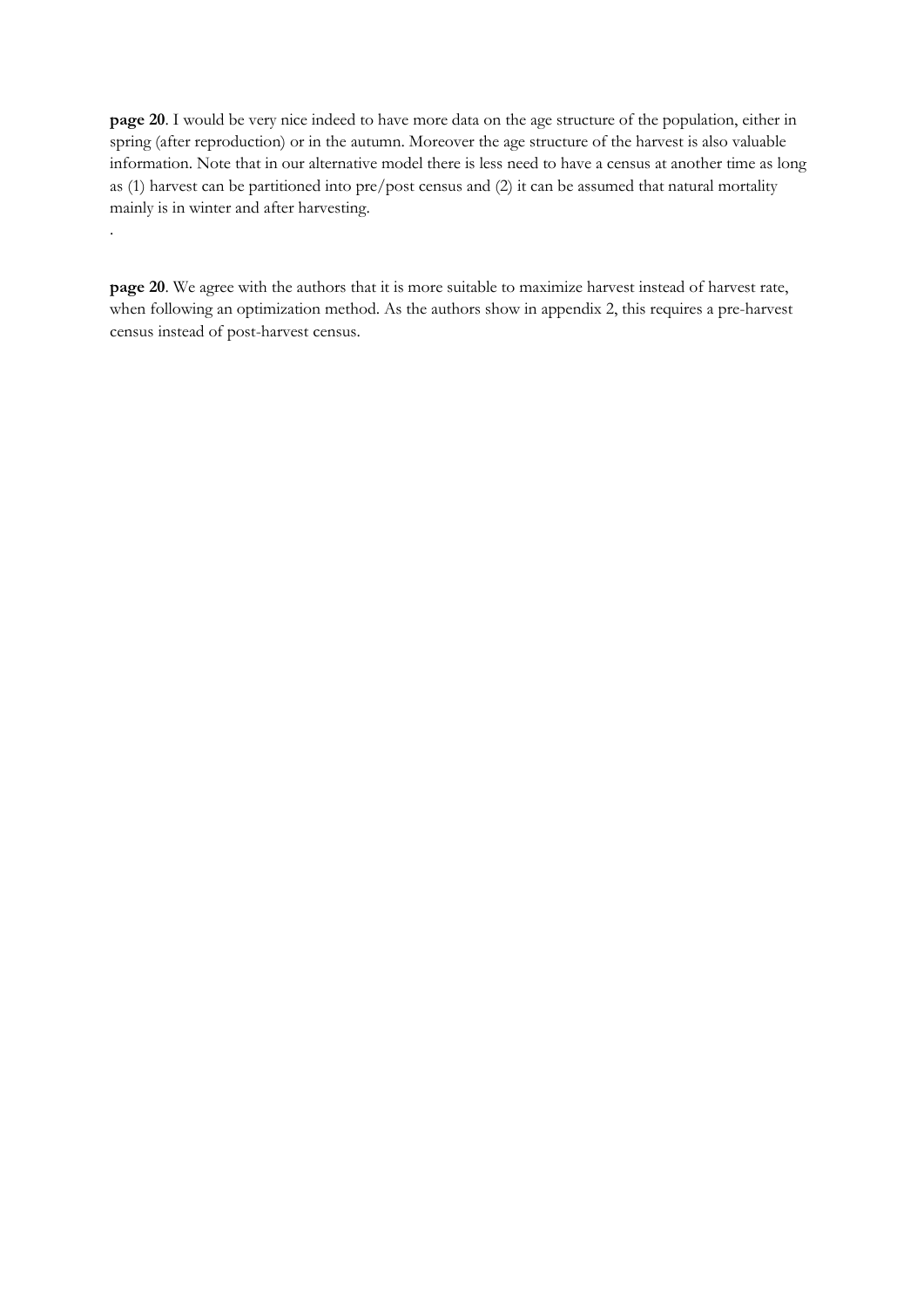**page 20**. I would be very nice indeed to have more data on the age structure of the population, either in spring (after reproduction) or in the autumn. Moreover the age structure of the harvest is also valuable information. Note that in our alternative model there is less need to have a census at another time as long as (1) harvest can be partitioned into pre/post census and (2) it can be assumed that natural mortality mainly is in winter and after harvesting.

.

**page 20**. We agree with the authors that it is more suitable to maximize harvest instead of harvest rate, when following an optimization method. As the authors show in appendix 2, this requires a pre-harvest census instead of post-harvest census.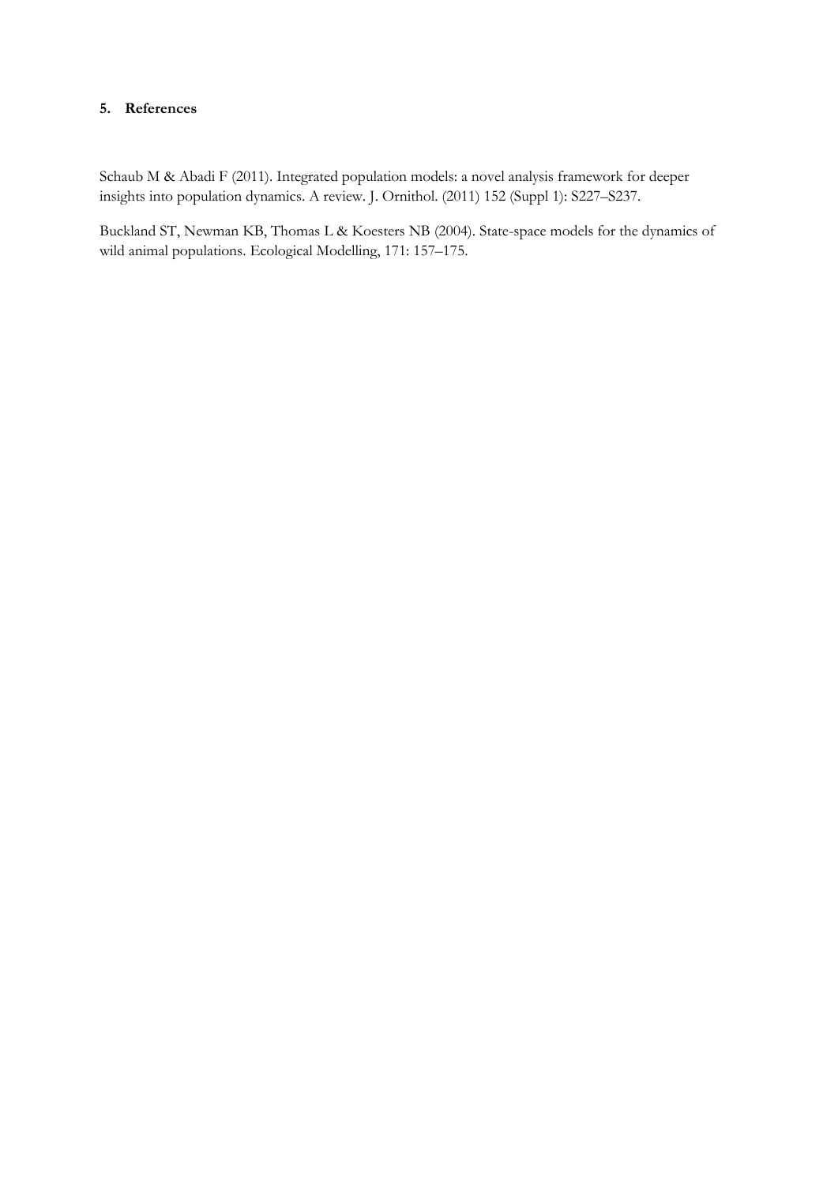## 5. References

Schaub M & Abadi F (2011). Integrated population models: a novel analysis framework for deeper insights into population dynamics. A review. J. Ornithol. (2011) 152 (Suppl 1): S227–S237.

Buckland ST, Newman KB, Thomas L & Koesters NB (2004). State-space models for the dynamics of wild animal populations. Ecological Modelling, 171: 157–175.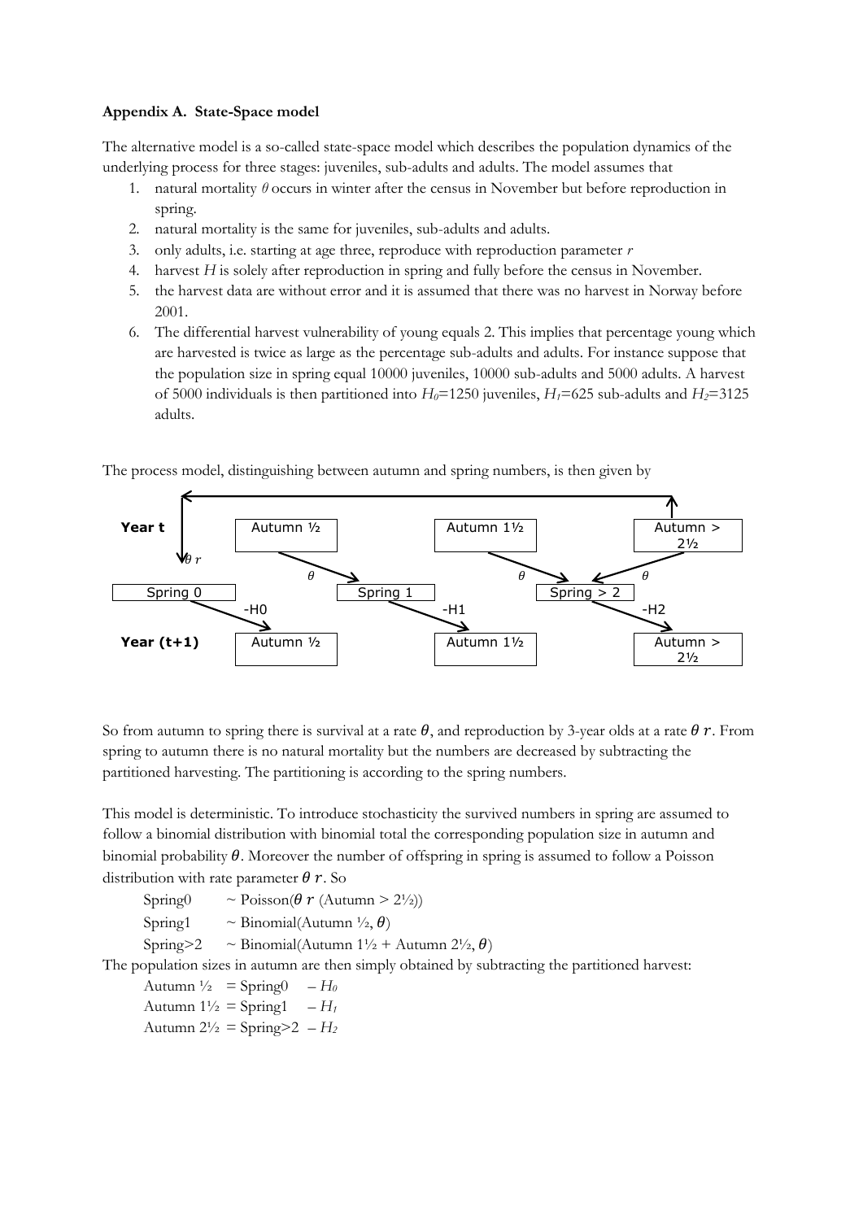**Appendix A. State-Space model**

The alternative model is a so-called state-space model which describes the population dynamics of the underlying process for three stages: juveniles, sub-adults and adults. The model assumes that

1. natural mortality $\theta$ occurs in winter after the census in November but before reproduction in spring.
2. natural mortality is the same for juveniles, sub-adults and adults.
3. only adults, i.e. starting at age three, reproduce with reproduction parameter $r$
4. harvest $H$ is solely after reproduction in spring and fully before the census in November.
5. the harvest data are without error and it is assumed that there was no harvest in Norway before 2001.
6. The differential harvest vulnerability of young equals 2. This implies that percentage young which are harvested is twice as large as the percentage sub-adults and adults. For instance suppose that the population size in spring equal 10000 juveniles, 10000 sub-adults and 5000 adults. A harvest of 5000 individuals is then partitioned into $H_0$=1250 juveniles, $H_1$=625 sub-adults and $H_2$=3125 adults.

The process model, distinguishing between autumn and spring numbers, is then given by

| | | | | |
|---|---|---|---|---|
| **Year t** | Autumn ½ | | Autumn 1½ | Autumn > 2½ |
| $\theta\, r$ | $\theta$ | | $\theta$ | $\theta$ |
| Spring 0 | | Spring 1 | Spring > 2 | |
| -H0 | | -H1 | | -H2 |
| **Year (t+1)** | Autumn ½ | | Autumn 1½ | Autumn > 2½ |

So from autumn to spring there is survival at a rate $\theta$, and reproduction by 3-year olds at a rate $\theta\, r$. From spring to autumn there is no natural mortality but the numbers are decreased by subtracting the partitioned harvesting. The partitioning is according to the spring numbers.

This model is deterministic. To introduce stochasticity the survived numbers in spring are assumed to follow a binomial distribution with binomial total the corresponding population size in autumn and binomial probability $\theta$. Moreover the number of offspring in spring is assumed to follow a Poisson distribution with rate parameter $\theta\, r$. So

Spring0 ~ Poisson($\theta\, r$ (Autumn > 2½))

Spring1 ~ Binomial(Autumn ½, $\theta$)

Spring>2 ~ Binomial(Autumn 1½ + Autumn 2½, $\theta$)

The population sizes in autumn are then simply obtained by subtracting the partitioned harvest:

Autumn ½ = Spring0 – $H_0$

Autumn 1½ = Spring1 – $H_1$

Autumn 2½ = Spring>2 – $H_2$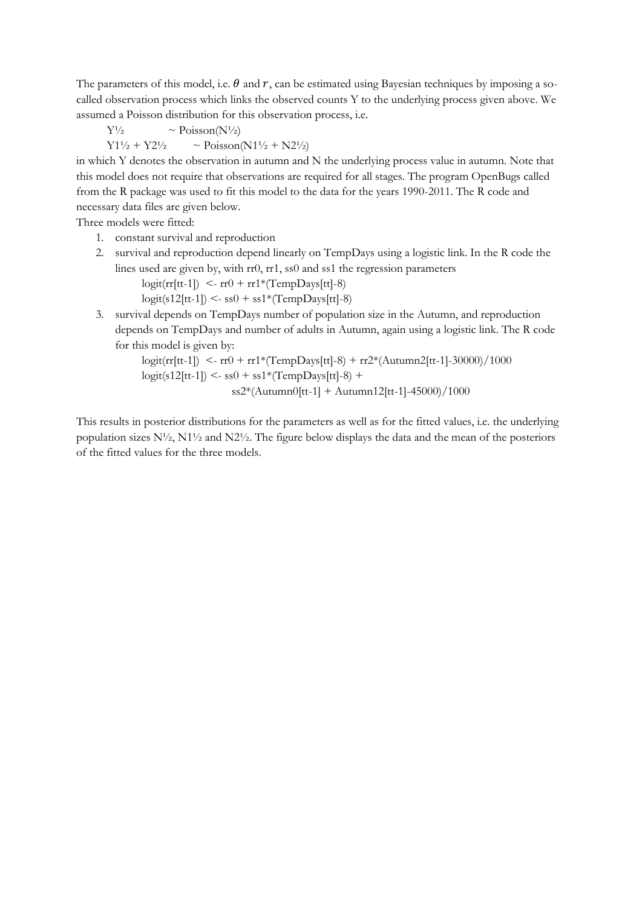The parameters of this model, i.e. $\theta$ and $r$, can be estimated using Bayesian techniques by imposing a so-called observation process which links the observed counts Y to the underlying process given above. We assumed a Poisson distribution for this observation process, i.e.

$$Y^{1/2} \sim \text{Poisson}(N^{1/2})$$

$$Y1^{1/2} + Y2^{1/2} \sim \text{Poisson}(N1^{1/2} + N2^{1/2})$$

in which Y denotes the observation in autumn and N the underlying process value in autumn. Note that this model does not require that observations are required for all stages. The program OpenBugs called from the R package was used to fit this model to the data for the years 1990-2011. The R code and necessary data files are given below.

Three models were fitted:

1. constant survival and reproduction
2. survival and reproduction depend linearly on TempDays using a logistic link. In the R code the lines used are given by, with rr0, rr1, ss0 and ss1 the regression parameters

```
logit(rr[tt-1])  <- rr0 + rr1*(TempDays[tt]-8)
logit(s12[tt-1]) <- ss0 + ss1*(TempDays[tt]-8)
```

3. survival depends on TempDays number of population size in the Autumn, and reproduction depends on TempDays and number of adults in Autumn, again using a logistic link. The R code for this model is given by:

```
logit(rr[tt-1])  <- rr0 + rr1*(TempDays[tt]-8) + rr2*(Autumn2[tt-1]-30000)/1000
logit(s12[tt-1]) <- ss0 + ss1*(TempDays[tt]-8) +
                    ss2*(Autumn0[tt-1] + Autumn12[tt-1]-45000)/1000
```

This results in posterior distributions for the parameters as well as for the fitted values, i.e. the underlying population sizes $N^{1/2}$, $N1^{1/2}$ and $N2^{1/2}$. The figure below displays the data and the mean of the posteriors of the fitted values for the three models.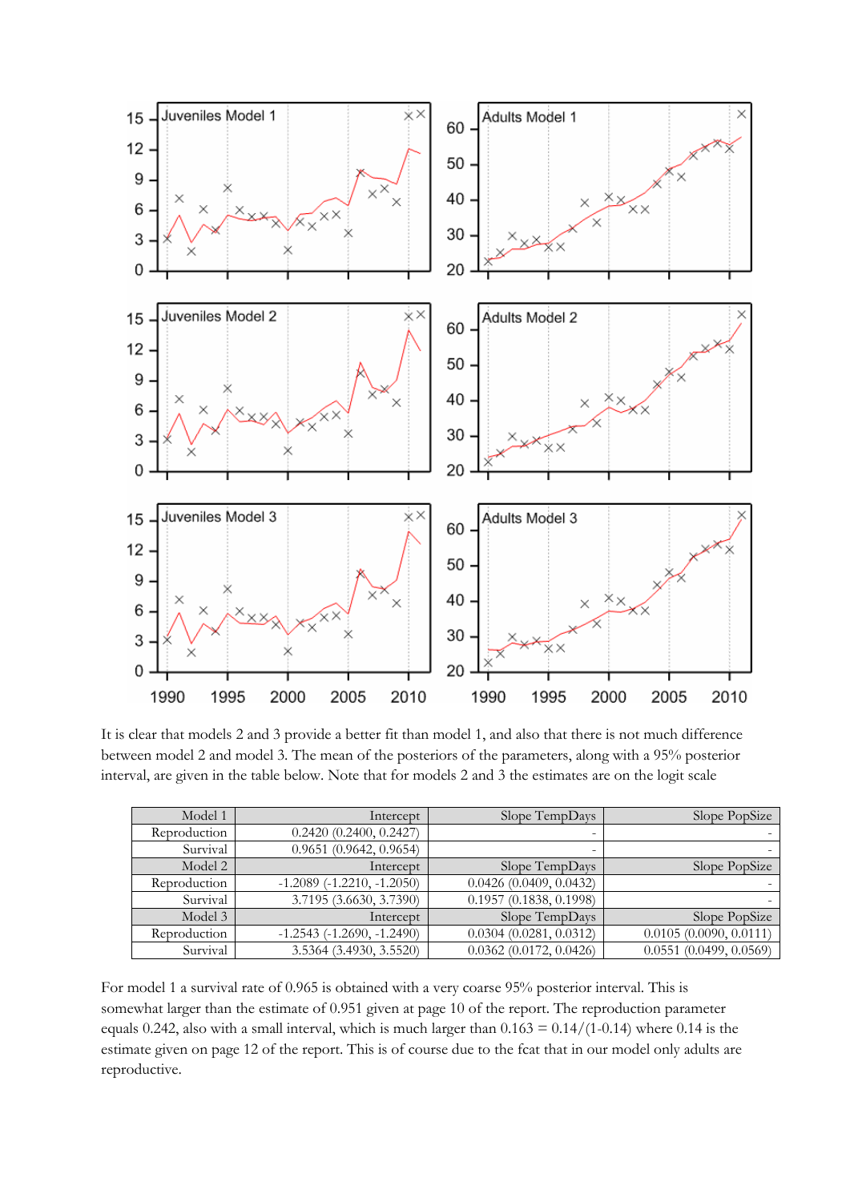It is clear that models 2 and 3 provide a better fit than model 1, and also that there is not much difference between model 2 and model 3. The mean of the posteriors of the parameters, along with a 95% posterior interval, are given in the table below. Note that for models 2 and 3 the estimates are on the logit scale

| Model 1 | Intercept | Slope TempDays | Slope PopSize |
|---|---|---|---|
| Reproduction | 0.2420 (0.2400, 0.2427) | - | - |
| Survival | 0.9651 (0.9642, 0.9654) | - | - |
| **Model 2** | **Intercept** | **Slope TempDays** | **Slope PopSize** |
| Reproduction | -1.2089 (-1.2210, -1.2050) | 0.0426 (0.0409, 0.0432) | - |
| Survival | 3.7195 (3.6630, 3.7390) | 0.1957 (0.1838, 0.1998) | - |
| **Model 3** | **Intercept** | **Slope TempDays** | **Slope PopSize** |
| Reproduction | -1.2543 (-1.2690, -1.2490) | 0.0304 (0.0281, 0.0312) | 0.0105 (0.0090, 0.0111) |
| Survival | 3.5364 (3.4930, 3.5520) | 0.0362 (0.0172, 0.0426) | 0.0551 (0.0499, 0.0569) |

For model 1 a survival rate of 0.965 is obtained with a very coarse 95% posterior interval. This is somewhat larger than the estimate of 0.951 given at page 10 of the report. The reproduction parameter equals 0.242, also with a small interval, which is much larger than 0.163 = 0.14/(1-0.14) where 0.14 is the estimate given on page 12 of the report. This is of course due to the fcat that in our model only adults are reproductive.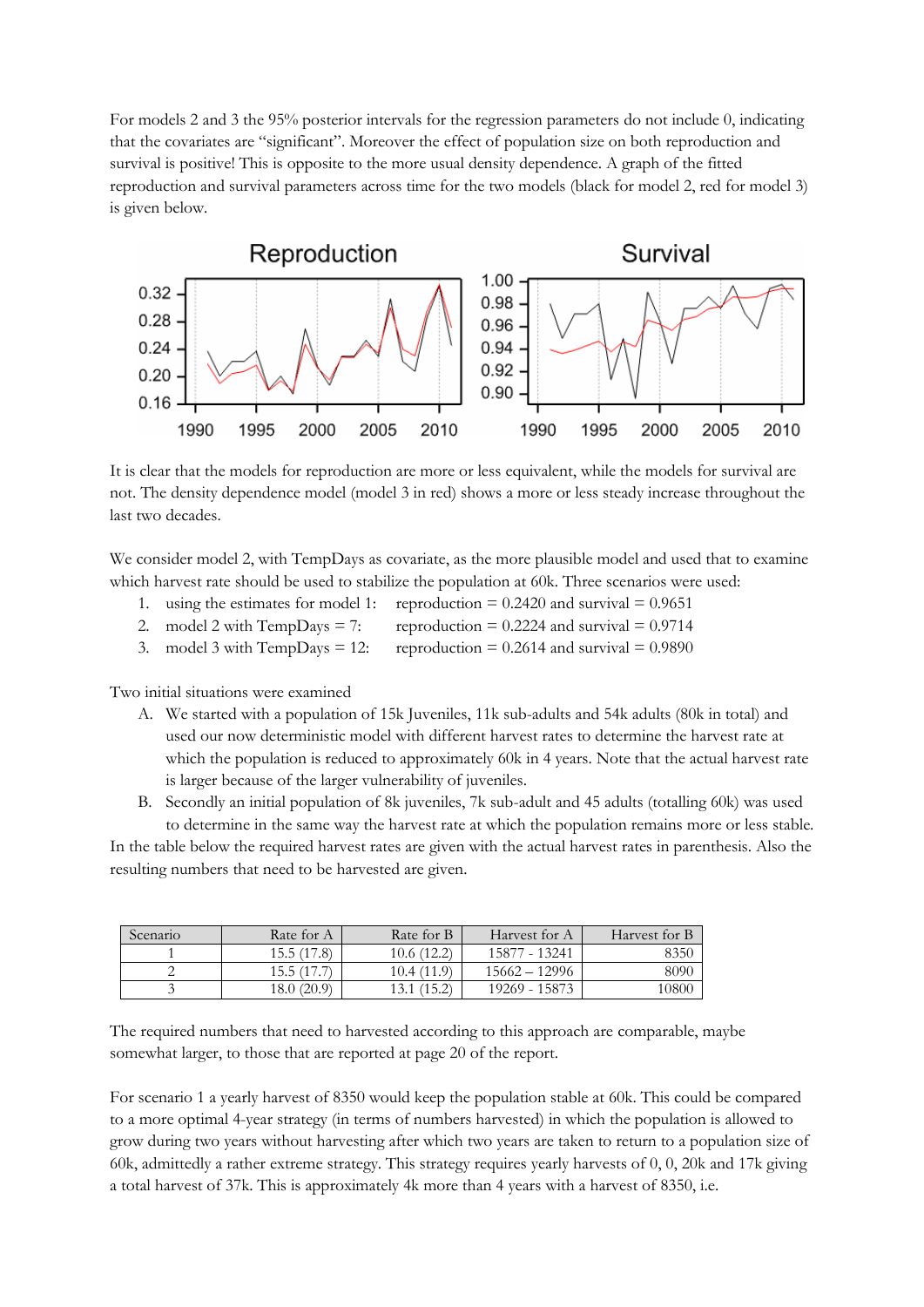For models 2 and 3 the 95% posterior intervals for the regression parameters do not include 0, indicating that the covariates are "significant". Moreover the effect of population size on both reproduction and survival is positive! This is opposite to the more usual density dependence. A graph of the fitted reproduction and survival parameters across time for the two models (black for model 2, red for model 3) is given below.

It is clear that the models for reproduction are more or less equivalent, while the models for survival are not. The density dependence model (model 3 in red) shows a more or less steady increase throughout the last two decades.

We consider model 2, with TempDays as covariate, as the more plausible model and used that to examine which harvest rate should be used to stabilize the population at 60k. Three scenarios were used:

1. using the estimates for model 1: reproduction = 0.2420 and survival = 0.9651
2. model 2 with TempDays = 7: reproduction = 0.2224 and survival = 0.9714
3. model 3 with TempDays = 12: reproduction = 0.2614 and survival = 0.9890

Two initial situations were examined

A. We started with a population of 15k Juveniles, 11k sub-adults and 54k adults (80k in total) and used our now deterministic model with different harvest rates to determine the harvest rate at which the population is reduced to approximately 60k in 4 years. Note that the actual harvest rate is larger because of the larger vulnerability of juveniles.
B. Secondly an initial population of 8k juveniles, 7k sub-adult and 45 adults (totalling 60k) was used to determine in the same way the harvest rate at which the population remains more or less stable.

In the table below the required harvest rates are given with the actual harvest rates in parenthesis. Also the resulting numbers that need to be harvested are given.

| Scenario | Rate for A | Rate for B | Harvest for A | Harvest for B |
|---|---|---|---|---|
| 1 | 15.5 (17.8) | 10.6 (12.2) | 15877 - 13241 | 8350 |
| 2 | 15.5 (17.7) | 10.4 (11.9) | 15662 – 12996 | 8090 |
| 3 | 18.0 (20.9) | 13.1 (15.2) | 19269 - 15873 | 10800 |

The required numbers that need to harvested according to this approach are comparable, maybe somewhat larger, to those that are reported at page 20 of the report.

For scenario 1 a yearly harvest of 8350 would keep the population stable at 60k. This could be compared to a more optimal 4-year strategy (in terms of numbers harvested) in which the population is allowed to grow during two years without harvesting after which two years are taken to return to a population size of 60k, admittedly a rather extreme strategy. This strategy requires yearly harvests of 0, 0, 20k and 17k giving a total harvest of 37k. This is approximately 4k more than 4 years with a harvest of 8350, i.e.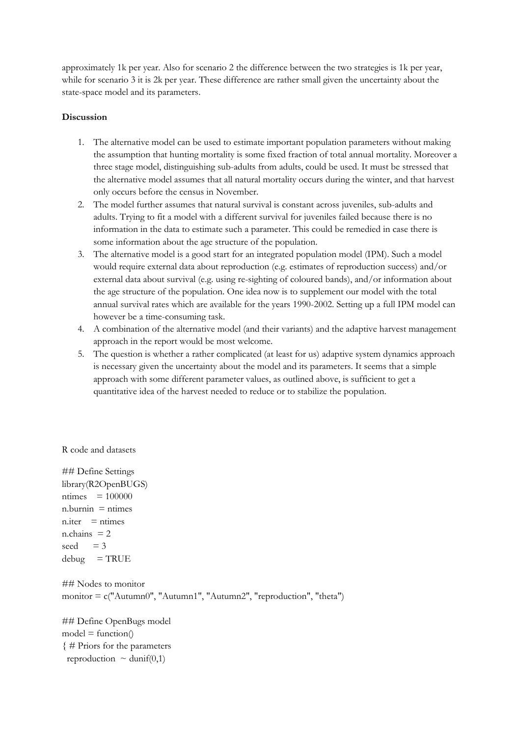approximately 1k per year. Also for scenario 2 the difference between the two strategies is 1k per year, while for scenario 3 it is 2k per year. These difference are rather small given the uncertainty about the state-space model and its parameters.

**Discussion**

1. The alternative model can be used to estimate important population parameters without making the assumption that hunting mortality is some fixed fraction of total annual mortality. Moreover a three stage model, distinguishing sub-adults from adults, could be used. It must be stressed that the alternative model assumes that all natural mortality occurs during the winter, and that harvest only occurs before the census in November.
2. The model further assumes that natural survival is constant across juveniles, sub-adults and adults. Trying to fit a model with a different survival for juveniles failed because there is no information in the data to estimate such a parameter. This could be remedied in case there is some information about the age structure of the population.
3. The alternative model is a good start for an integrated population model (IPM). Such a model would require external data about reproduction (e.g. estimates of reproduction success) and/or external data about survival (e.g. using re-sighting of coloured bands), and/or information about the age structure of the population. One idea now is to supplement our model with the total annual survival rates which are available for the years 1990-2002. Setting up a full IPM model can however be a time-consuming task.
4. A combination of the alternative model (and their variants) and the adaptive harvest management approach in the report would be most welcome.
5. The question is whether a rather complicated (at least for us) adaptive system dynamics approach is necessary given the uncertainty about the model and its parameters. It seems that a simple approach with some different parameter values, as outlined above, is sufficient to get a quantitative idea of the harvest needed to reduce or to stabilize the population.

R code and datasets

```
## Define Settings
library(R2OpenBUGS)
ntimes    = 100000
n.burnin  = ntimes
n.iter    = ntimes
n.chains  = 2
seed      = 3
debug     = TRUE

## Nodes to monitor
monitor = c("Autumn0", "Autumn1", "Autumn2", "reproduction", "theta")

## Define OpenBugs model
model = function()
{ # Priors for the parameters
  reproduction  ~ dunif(0,1)
```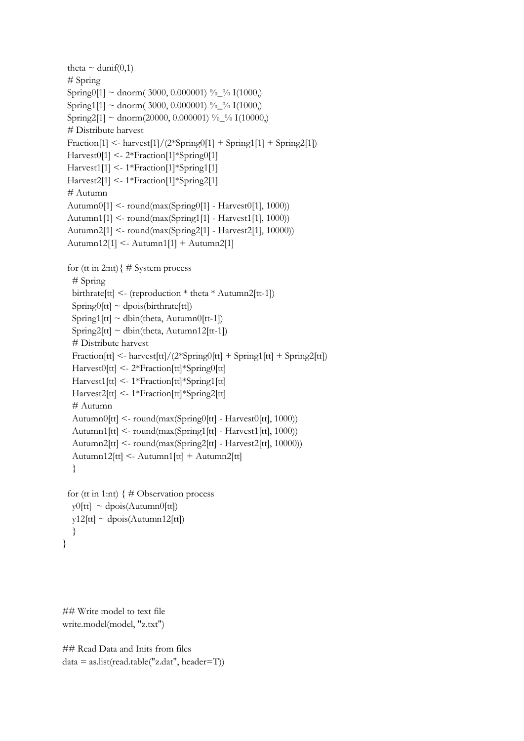```
  theta ~ dunif(0,1)
  # Spring
  Spring0[1] ~ dnorm( 3000, 0.000001) %_% I(1000,)
  Spring1[1] ~ dnorm( 3000, 0.000001) %_% I(1000,)
  Spring2[1] ~ dnorm(20000, 0.000001) %_% I(10000,)
  # Distribute harvest
  Fraction[1] <- harvest[1]/(2*Spring0[1] + Spring1[1] + Spring2[1])
  Harvest0[1] <- 2*Fraction[1]*Spring0[1]
  Harvest1[1] <- 1*Fraction[1]*Spring1[1]
  Harvest2[1] <- 1*Fraction[1]*Spring2[1]
  # Autumn
  Autumn0[1] <- round(max(Spring0[1] - Harvest0[1], 1000))
  Autumn1[1] <- round(max(Spring1[1] - Harvest1[1], 1000))
  Autumn2[1] <- round(max(Spring2[1] - Harvest2[1], 10000))
  Autumn12[1] <- Autumn1[1] + Autumn2[1]

  for (tt in 2:nt){ # System process
    # Spring
    birthrate[tt] <- (reproduction * theta * Autumn2[tt-1])
    Spring0[tt] ~ dpois(birthrate[tt])
    Spring1[tt] ~ dbin(theta, Autumn0[tt-1])
    Spring2[tt] ~ dbin(theta, Autumn12[tt-1])
    # Distribute harvest
    Fraction[tt] <- harvest[tt]/(2*Spring0[tt] + Spring1[tt] + Spring2[tt])
    Harvest0[tt] <- 2*Fraction[tt]*Spring0[tt]
    Harvest1[tt] <- 1*Fraction[tt]*Spring1[tt]
    Harvest2[tt] <- 1*Fraction[tt]*Spring2[tt]
    # Autumn
    Autumn0[tt] <- round(max(Spring0[tt] - Harvest0[tt], 1000))
    Autumn1[tt] <- round(max(Spring1[tt] - Harvest1[tt], 1000))
    Autumn2[tt] <- round(max(Spring2[tt] - Harvest2[tt], 10000))
    Autumn12[tt] <- Autumn1[tt] + Autumn2[tt]
    }

  for (tt in 1:nt) { # Observation process
    y0[tt]  ~ dpois(Autumn0[tt])
    y12[tt] ~ dpois(Autumn12[tt])
    }
}


## Write model to text file
write.model(model, "z.txt")

## Read Data and Inits from files
data = as.list(read.table("z.dat", header=T))
```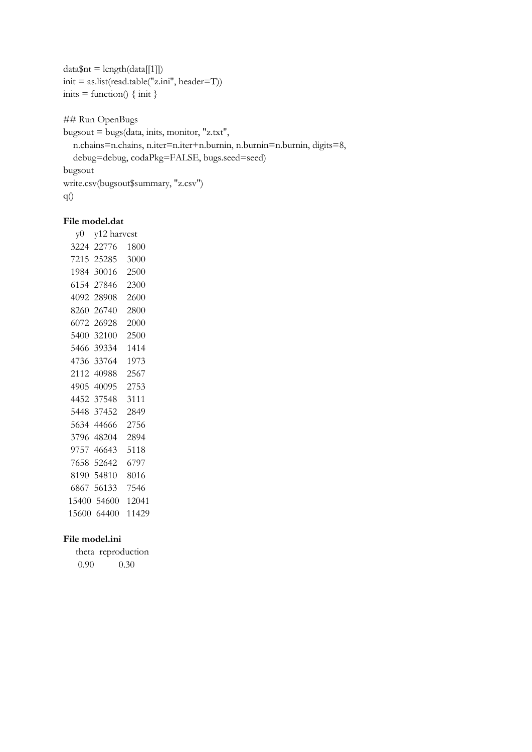```
data$nt = length(data[[1]])
init = as.list(read.table("z.ini", header=T))
inits = function() { init }

## Run OpenBugs
bugsout = bugs(data, inits, monitor, "z.txt",
   n.chains=n.chains, n.iter=n.iter+n.burnin, n.burnin=n.burnin, digits=8,
   debug=debug, codaPkg=FALSE, bugs.seed=seed)
bugsout
write.csv(bugsout$summary, "z.csv")
q()
```

**File model.dat**

```
   y0   y12 harvest
  3224  22776    1800
  7215  25285    3000
  1984  30016    2500
  6154  27846    2300
  4092  28908    2600
  8260  26740    2800
  6072  26928    2000
  5400  32100    2500
  5466  39334    1414
  4736  33764    1973
  2112  40988    2567
  4905  40095    2753
  4452  37548    3111
  5448  37452    2849
  5634  44666    2756
  3796  48204    2894
  9757  46643    5118
  7658  52642    6797
  8190  54810    8016
  6867  56133    7546
 15400  54600   12041
 15600  64400   11429
```

**File model.ini**

```
  theta  reproduction
   0.90          0.30
```